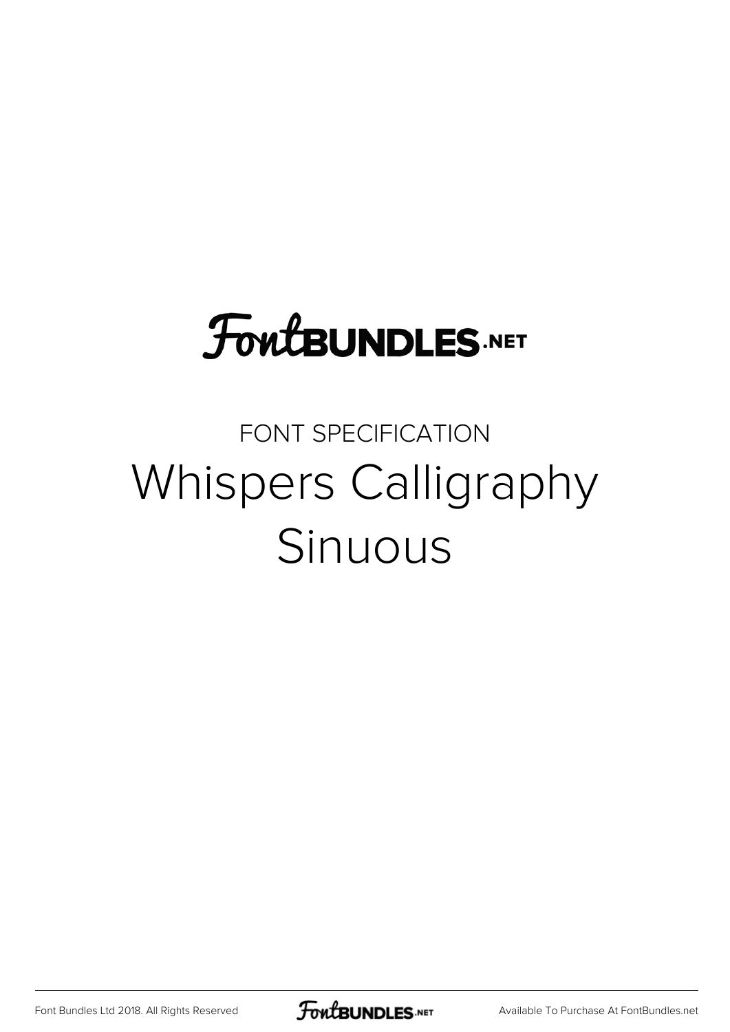FontBUNDLES.NET

FONT SPECIFICATION

# Whispers Calligraphy Sinuous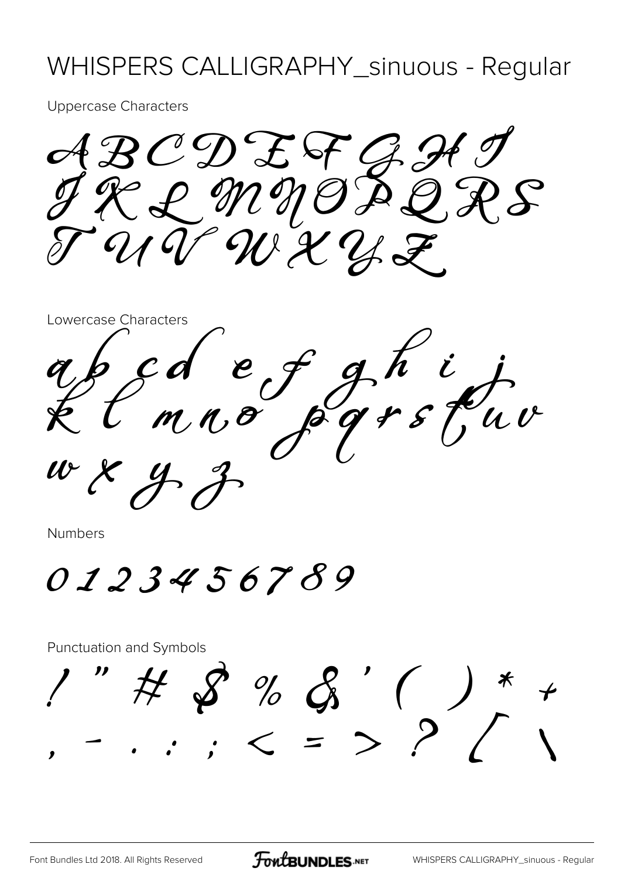# WHISPERS CALLIGRAPHY_sinuous - Regular

Uppercase Characters

A B C D E F G H I
J K L M N O P Q R S
T U V W X Y Z

Lowercase Characters

a b c d e f g h i j
k l m n o p q r s t u v
w x y z

Numbers

0 1 2 3 4 5 6 7 8 9

Punctuation and Symbols

! " # $ % & ' ( ) * +
, - . : ; < = > ? [ \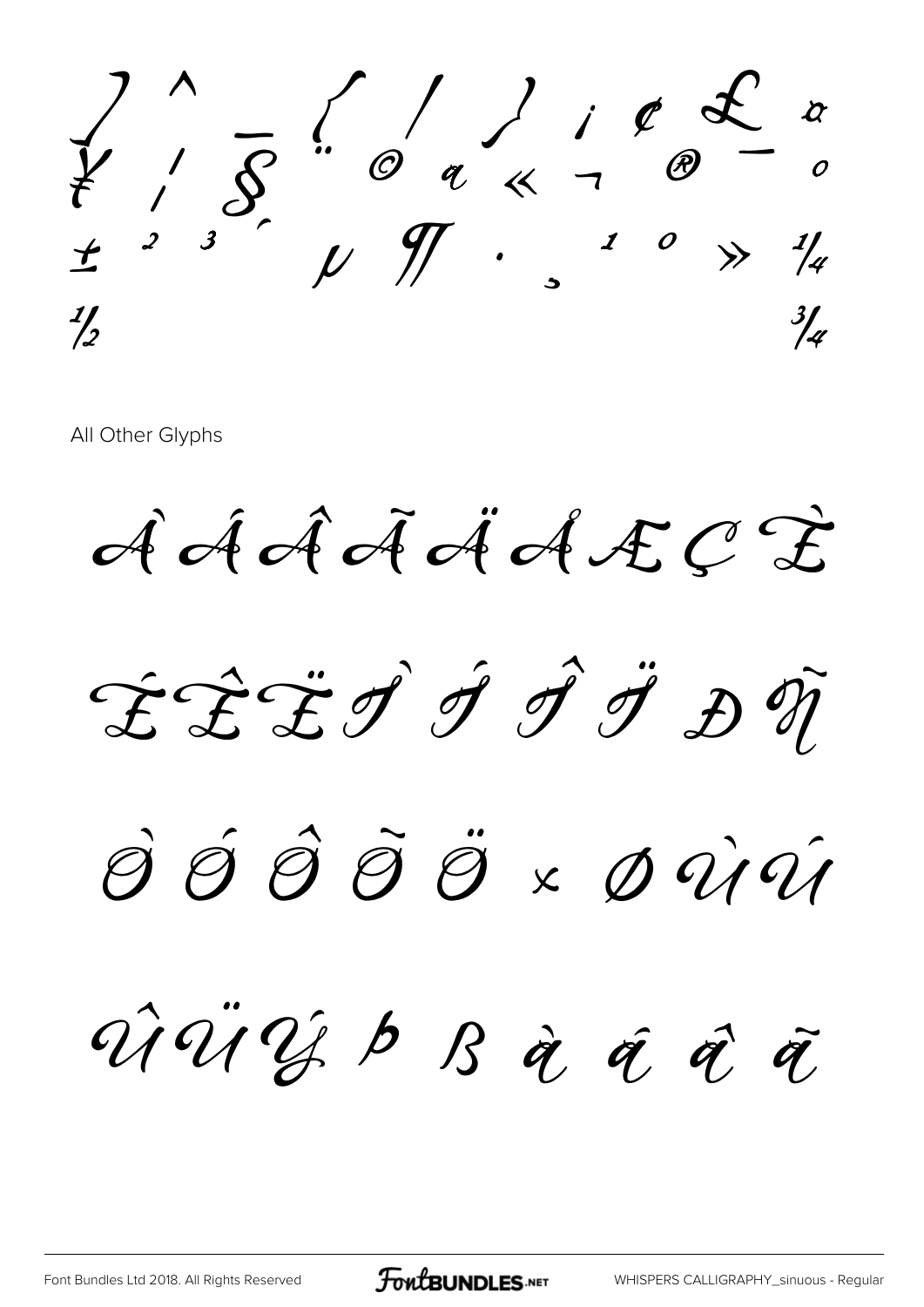] ^ _ { / } ¡ ¢ £ ¤
¥ ¦ § ¨ © ª « ¬ ® ¯ °
± ² ³ ´ µ ¶ · ¸ ¹ º » ¼
½ ¾

All Other Glyphs

À Á Â Ã Ä Å Æ Ç È

É Ê Ë Ì Í Î Ï Ð Ñ

Ò Ó Ô Õ Ö × Ø Ù Ú

Û Ü Ý Þ ß à á â ã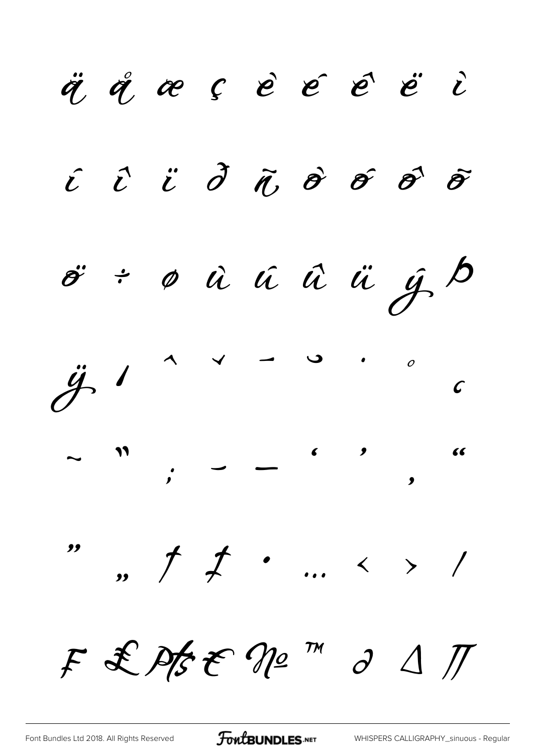ä å æ ç è é ê ë ì

í î ï ð ñ ò ó ô õ

ö ÷ ø ù ú û ü ý þ

ÿ ı ˆ ˇ ˉ ˘ ˙ ˚ ¸

˜ ˝ ; – — ‘ ’ ‚ “

” „ † ‡ • … ‹ › ⁄

₣ ₤ ₧ € № ™ ∂ ∆ ∏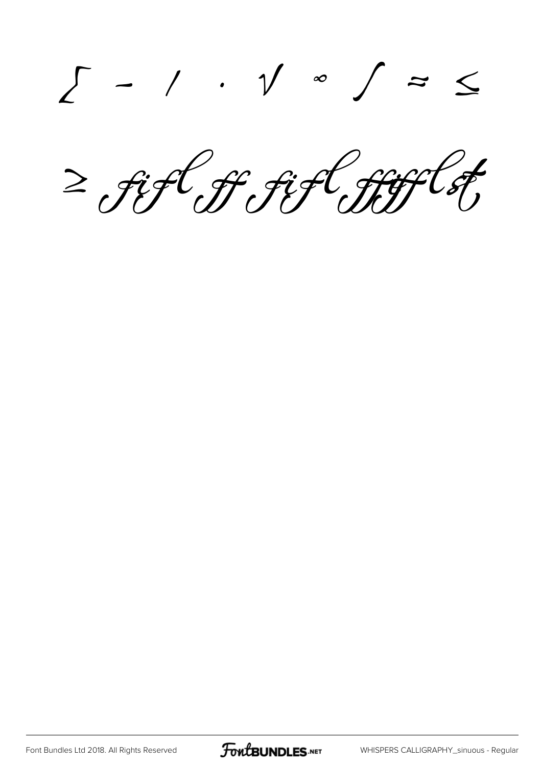∑ − ⁄ · √ ∞ ∫ ≈ ≤

≥ ﬁ ﬂ ﬀ ﬁ ﬂ ﬃ ﬄ ﬅ